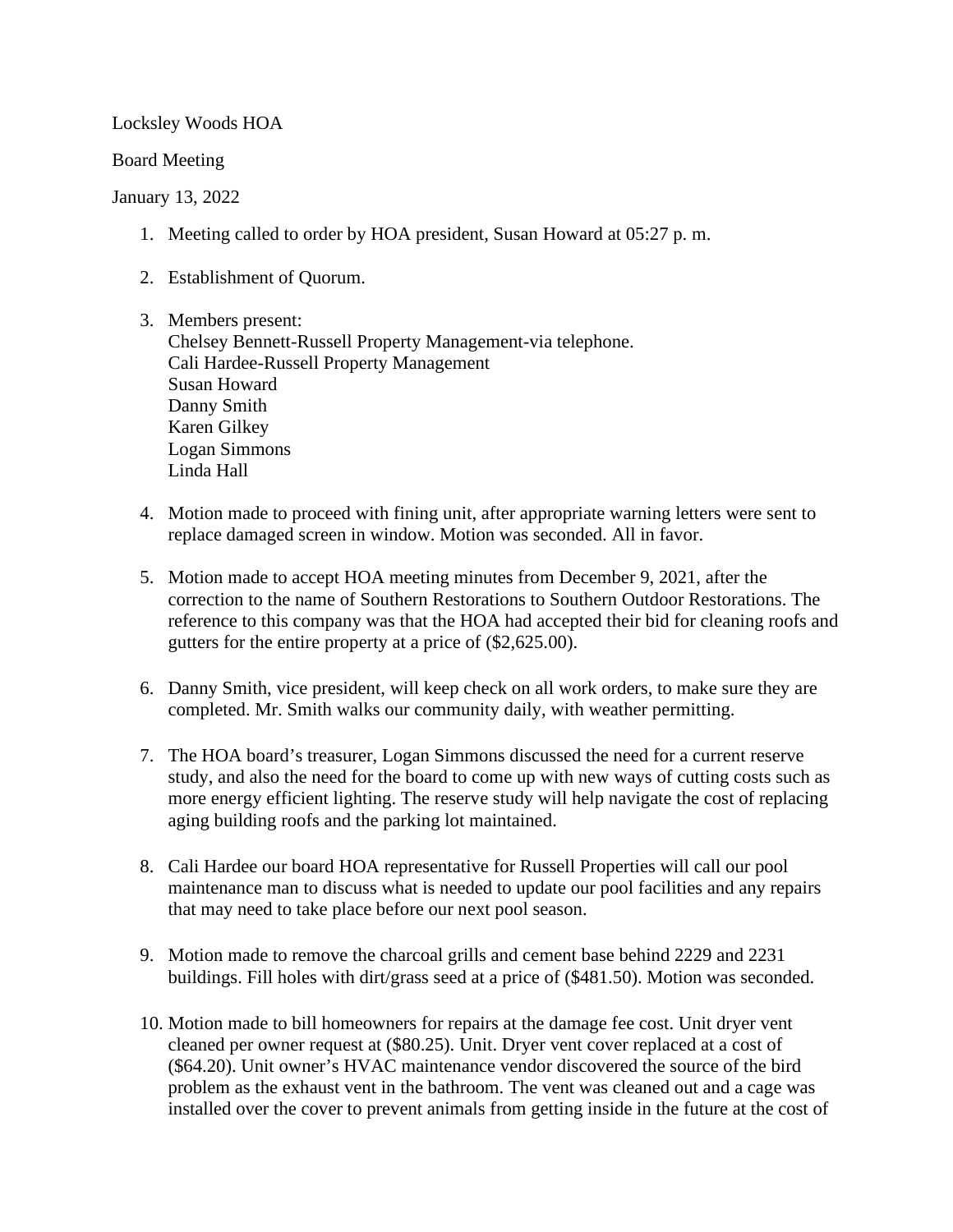Locksley Woods HOA

Board Meeting

January 13, 2022

1. Meeting called to order by HOA president, Susan Howard at 05:27 p. m.

2. Establishment of Quorum.

3. Members present:
   Chelsey Bennett-Russell Property Management-via telephone.
   Cali Hardee-Russell Property Management
   Susan Howard
   Danny Smith
   Karen Gilkey
   Logan Simmons
   Linda Hall

4. Motion made to proceed with fining unit, after appropriate warning letters were sent to replace damaged screen in window. Motion was seconded. All in favor.

5. Motion made to accept HOA meeting minutes from December 9, 2021, after the correction to the name of Southern Restorations to Southern Outdoor Restorations. The reference to this company was that the HOA had accepted their bid for cleaning roofs and gutters for the entire property at a price of ($2,625.00).

6. Danny Smith, vice president, will keep check on all work orders, to make sure they are completed. Mr. Smith walks our community daily, with weather permitting.

7. The HOA board's treasurer, Logan Simmons discussed the need for a current reserve study, and also the need for the board to come up with new ways of cutting costs such as more energy efficient lighting. The reserve study will help navigate the cost of replacing aging building roofs and the parking lot maintained.

8. Cali Hardee our board HOA representative for Russell Properties will call our pool maintenance man to discuss what is needed to update our pool facilities and any repairs that may need to take place before our next pool season.

9. Motion made to remove the charcoal grills and cement base behind 2229 and 2231 buildings. Fill holes with dirt/grass seed at a price of ($481.50). Motion was seconded.

10. Motion made to bill homeowners for repairs at the damage fee cost. Unit dryer vent cleaned per owner request at ($80.25). Unit. Dryer vent cover replaced at a cost of ($64.20). Unit owner's HVAC maintenance vendor discovered the source of the bird problem as the exhaust vent in the bathroom. The vent was cleaned out and a cage was installed over the cover to prevent animals from getting inside in the future at the cost of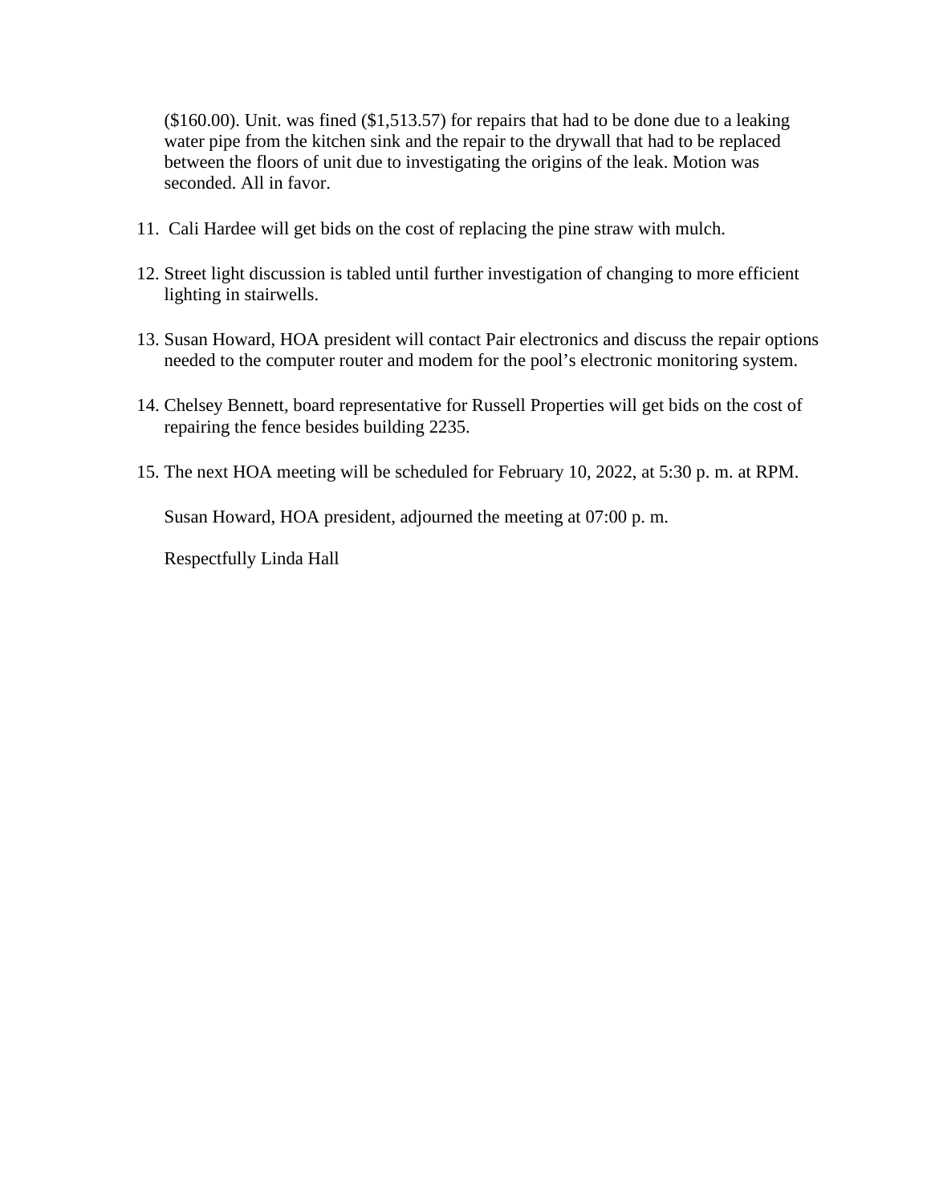($160.00). Unit. was fined ($1,513.57) for repairs that had to be done due to a leaking water pipe from the kitchen sink and the repair to the drywall that had to be replaced between the floors of unit due to investigating the origins of the leak. Motion was seconded. All in favor.

11. Cali Hardee will get bids on the cost of replacing the pine straw with mulch.

12. Street light discussion is tabled until further investigation of changing to more efficient lighting in stairwells.

13. Susan Howard, HOA president will contact Pair electronics and discuss the repair options needed to the computer router and modem for the pool's electronic monitoring system.

14. Chelsey Bennett, board representative for Russell Properties will get bids on the cost of repairing the fence besides building 2235.

15. The next HOA meeting will be scheduled for February 10, 2022, at 5:30 p. m. at RPM.

Susan Howard, HOA president, adjourned the meeting at 07:00 p. m.

Respectfully Linda Hall